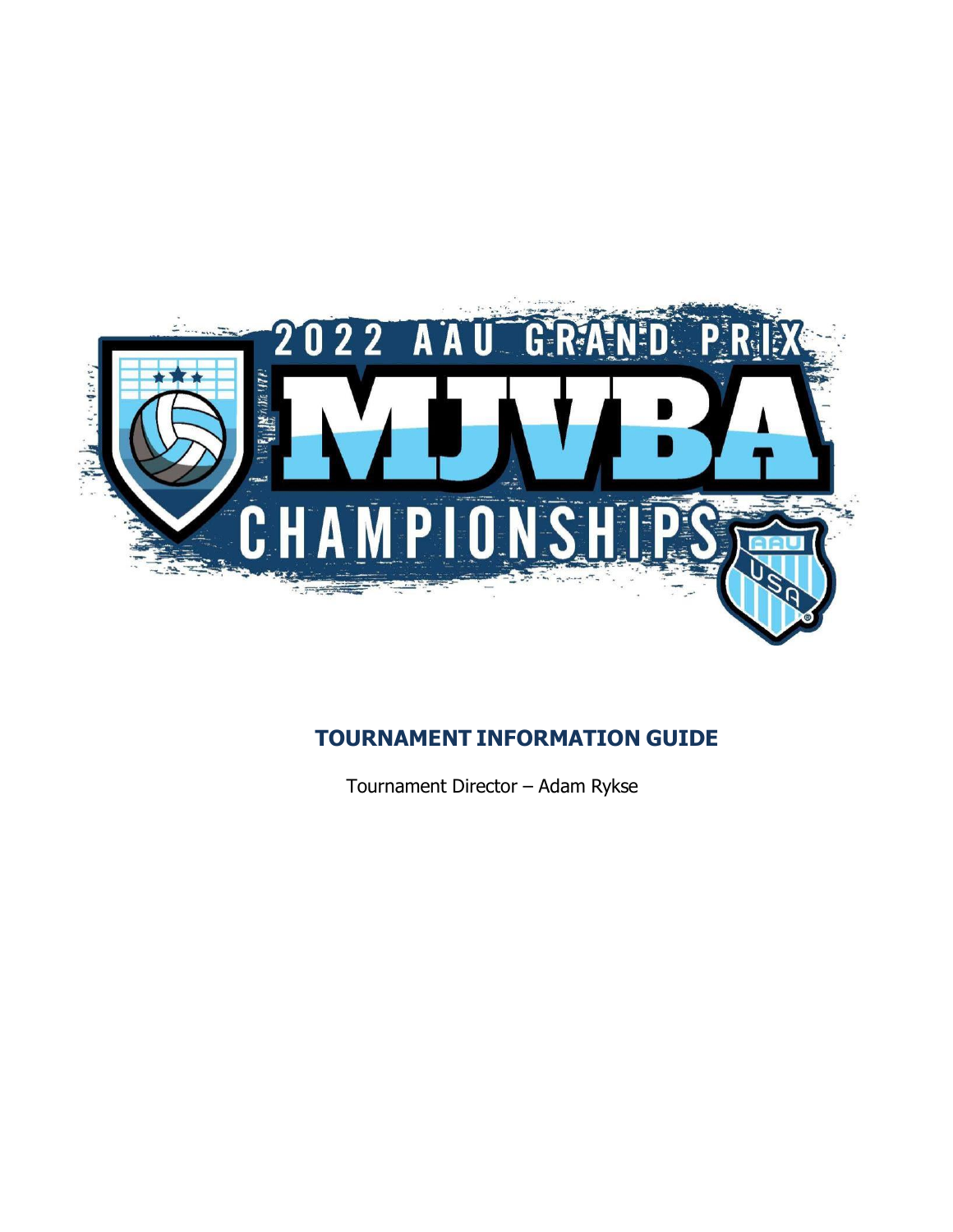2022 AAU GRAND PRIX

MJVBA

CHAMPIONSHIPS

## TOURNAMENT INFORMATION GUIDE

Tournament Director – Adam Rykse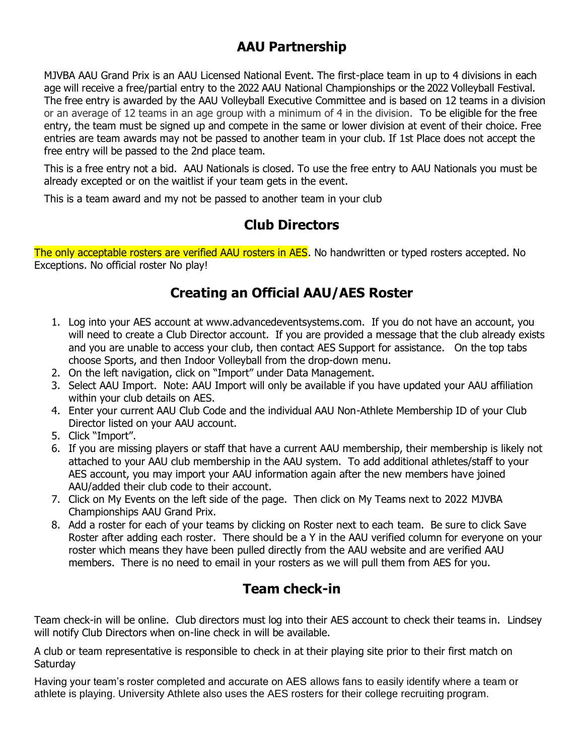## AAU Partnership

MJVBA AAU Grand Prix is an AAU Licensed National Event. The first-place team in up to 4 divisions in each age will receive a free/partial entry to the 2022 AAU National Championships or the 2022 Volleyball Festival. The free entry is awarded by the AAU Volleyball Executive Committee and is based on 12 teams in a division or an average of 12 teams in an age group with a minimum of 4 in the division. To be eligible for the free entry, the team must be signed up and compete in the same or lower division at event of their choice. Free entries are team awards may not be passed to another team in your club. If 1st Place does not accept the free entry will be passed to the 2nd place team.

This is a free entry not a bid. AAU Nationals is closed. To use the free entry to AAU Nationals you must be already excepted or on the waitlist if your team gets in the event.

This is a team award and my not be passed to another team in your club

## Club Directors

The only acceptable rosters are verified AAU rosters in AES. No handwritten or typed rosters accepted. No Exceptions. No official roster No play!

## Creating an Official AAU/AES Roster

1. Log into your AES account at www.advancedeventsystems.com. If you do not have an account, you will need to create a Club Director account. If you are provided a message that the club already exists and you are unable to access your club, then contact AES Support for assistance. On the top tabs choose Sports, and then Indoor Volleyball from the drop-down menu.
2. On the left navigation, click on "Import" under Data Management.
3. Select AAU Import. Note: AAU Import will only be available if you have updated your AAU affiliation within your club details on AES.
4. Enter your current AAU Club Code and the individual AAU Non-Athlete Membership ID of your Club Director listed on your AAU account.
5. Click "Import".
6. If you are missing players or staff that have a current AAU membership, their membership is likely not attached to your AAU club membership in the AAU system. To add additional athletes/staff to your AES account, you may import your AAU information again after the new members have joined AAU/added their club code to their account.
7. Click on My Events on the left side of the page. Then click on My Teams next to 2022 MJVBA Championships AAU Grand Prix.
8. Add a roster for each of your teams by clicking on Roster next to each team. Be sure to click Save Roster after adding each roster. There should be a Y in the AAU verified column for everyone on your roster which means they have been pulled directly from the AAU website and are verified AAU members. There is no need to email in your rosters as we will pull them from AES for you.

## Team check-in

Team check-in will be online. Club directors must log into their AES account to check their teams in. Lindsey will notify Club Directors when on-line check in will be available.

A club or team representative is responsible to check in at their playing site prior to their first match on Saturday

Having your team's roster completed and accurate on AES allows fans to easily identify where a team or athlete is playing. University Athlete also uses the AES rosters for their college recruiting program.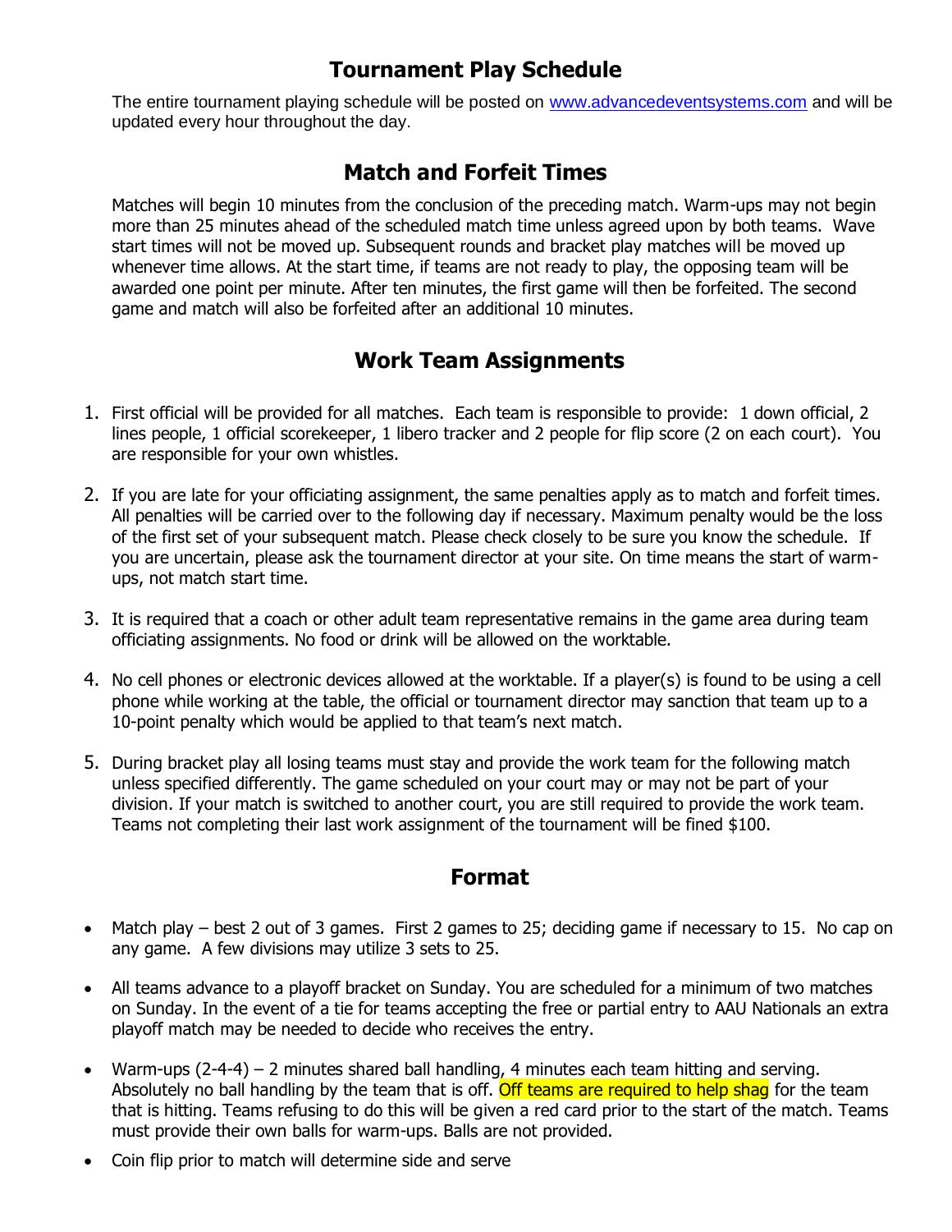## Tournament Play Schedule

The entire tournament playing schedule will be posted on [www.advancedeventsystems.com](http://www.advancedeventsystems.com) and will be updated every hour throughout the day.

## Match and Forfeit Times

Matches will begin 10 minutes from the conclusion of the preceding match. Warm-ups may not begin more than 25 minutes ahead of the scheduled match time unless agreed upon by both teams. Wave start times will not be moved up. Subsequent rounds and bracket play matches will be moved up whenever time allows. At the start time, if teams are not ready to play, the opposing team will be awarded one point per minute. After ten minutes, the first game will then be forfeited. The second game and match will also be forfeited after an additional 10 minutes.

## Work Team Assignments

1. First official will be provided for all matches. Each team is responsible to provide: 1 down official, 2 lines people, 1 official scorekeeper, 1 libero tracker and 2 people for flip score (2 on each court). You are responsible for your own whistles.

2. If you are late for your officiating assignment, the same penalties apply as to match and forfeit times. All penalties will be carried over to the following day if necessary. Maximum penalty would be the loss of the first set of your subsequent match. Please check closely to be sure you know the schedule. If you are uncertain, please ask the tournament director at your site. On time means the start of warm-ups, not match start time.

3. It is required that a coach or other adult team representative remains in the game area during team officiating assignments. No food or drink will be allowed on the worktable.

4. No cell phones or electronic devices allowed at the worktable. If a player(s) is found to be using a cell phone while working at the table, the official or tournament director may sanction that team up to a 10-point penalty which would be applied to that team's next match.

5. During bracket play all losing teams must stay and provide the work team for the following match unless specified differently. The game scheduled on your court may or may not be part of your division. If your match is switched to another court, you are still required to provide the work team. Teams not completing their last work assignment of the tournament will be fined $100.

## Format

- Match play – best 2 out of 3 games. First 2 games to 25; deciding game if necessary to 15. No cap on any game. A few divisions may utilize 3 sets to 25.

- All teams advance to a playoff bracket on Sunday. You are scheduled for a minimum of two matches on Sunday. In the event of a tie for teams accepting the free or partial entry to AAU Nationals an extra playoff match may be needed to decide who receives the entry.

- Warm-ups (2-4-4) – 2 minutes shared ball handling, 4 minutes each team hitting and serving. Absolutely no ball handling by the team that is off. Off teams are required to help shag for the team that is hitting. Teams refusing to do this will be given a red card prior to the start of the match. Teams must provide their own balls for warm-ups. Balls are not provided.

- Coin flip prior to match will determine side and serve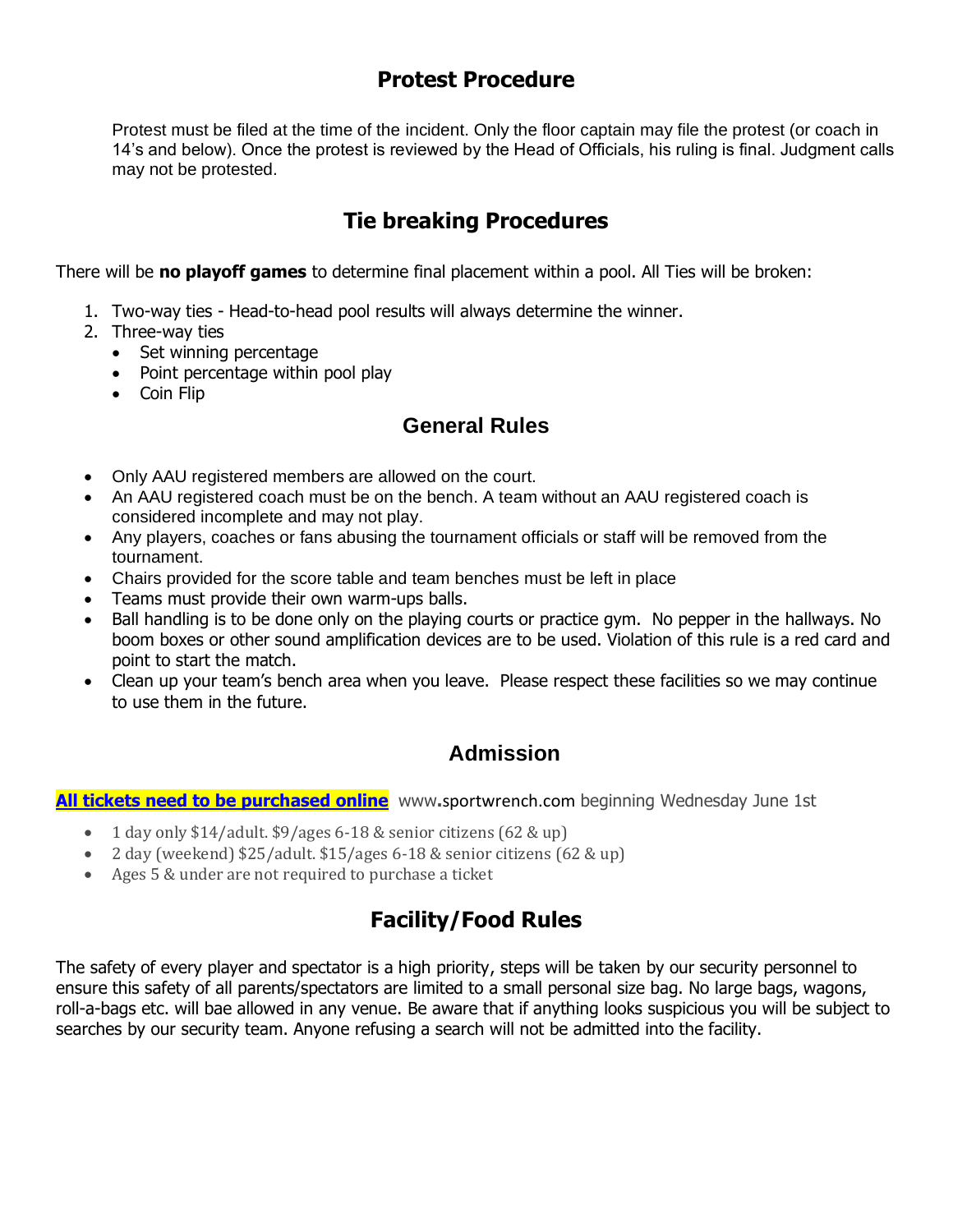## Protest Procedure

Protest must be filed at the time of the incident. Only the floor captain may file the protest (or coach in 14's and below). Once the protest is reviewed by the Head of Officials, his ruling is final. Judgment calls may not be protested.

## Tie breaking Procedures

There will be **no playoff games** to determine final placement within a pool. All Ties will be broken:

1. Two-way ties - Head-to-head pool results will always determine the winner.
2. Three-way ties
   - Set winning percentage
   - Point percentage within pool play
   - Coin Flip

## General Rules

- Only AAU registered members are allowed on the court.
- An AAU registered coach must be on the bench. A team without an AAU registered coach is considered incomplete and may not play.
- Any players, coaches or fans abusing the tournament officials or staff will be removed from the tournament.
- Chairs provided for the score table and team benches must be left in place
- Teams must provide their own warm-ups balls.
- Ball handling is to be done only on the playing courts or practice gym. No pepper in the hallways. No boom boxes or other sound amplification devices are to be used. Violation of this rule is a red card and point to start the match.
- Clean up your team's bench area when you leave. Please respect these facilities so we may continue to use them in the future.

## Admission

**All tickets need to be purchased online** www.sportwrench.com beginning Wednesday June 1st

- 1 day only $14/adult. $9/ages 6-18 & senior citizens (62 & up)
- 2 day (weekend) $25/adult. $15/ages 6-18 & senior citizens (62 & up)
- Ages 5 & under are not required to purchase a ticket

## Facility/Food Rules

The safety of every player and spectator is a high priority, steps will be taken by our security personnel to ensure this safety of all parents/spectators are limited to a small personal size bag. No large bags, wagons, roll-a-bags etc. will bae allowed in any venue. Be aware that if anything looks suspicious you will be subject to searches by our security team. Anyone refusing a search will not be admitted into the facility.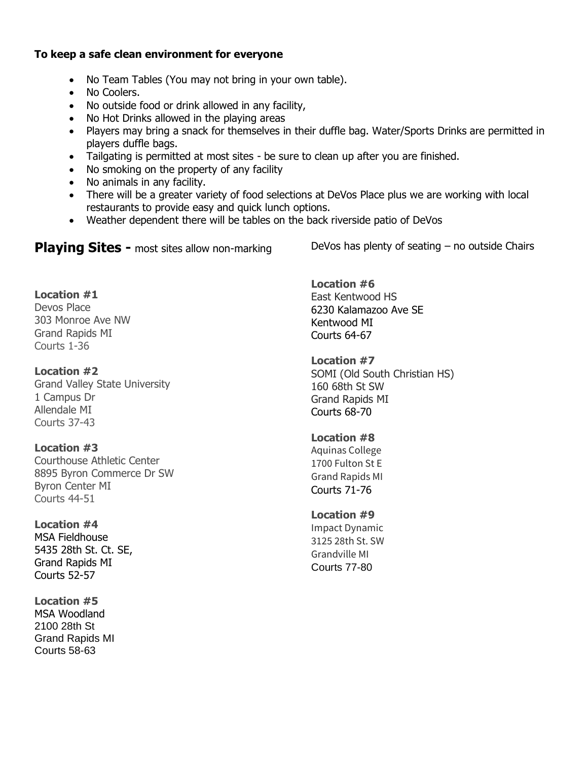**To keep a safe clean environment for everyone**

- No Team Tables (You may not bring in your own table).
- No Coolers.
- No outside food or drink allowed in any facility,
- No Hot Drinks allowed in the playing areas
- Players may bring a snack for themselves in their duffle bag. Water/Sports Drinks are permitted in players duffle bags.
- Tailgating is permitted at most sites - be sure to clean up after you are finished.
- No smoking on the property of any facility
- No animals in any facility.
- There will be a greater variety of food selections at DeVos Place plus we are working with local restaurants to provide easy and quick lunch options.
- Weather dependent there will be tables on the back riverside patio of DeVos

## Playing Sites - most sites allow non-marking

DeVos has plenty of seating – no outside Chairs

**Location #1**
Devos Place
303 Monroe Ave NW
Grand Rapids MI
Courts 1-36

**Location #2**
Grand Valley State University
1 Campus Dr
Allendale MI
Courts 37-43

**Location #3**
Courthouse Athletic Center
8895 Byron Commerce Dr SW
Byron Center MI
Courts 44-51

**Location #4**
MSA Fieldhouse
5435 28th St. Ct. SE,
Grand Rapids MI
Courts 52-57

**Location #5**
MSA Woodland
2100 28th St
Grand Rapids MI
Courts 58-63

**Location #6**
East Kentwood HS
6230 Kalamazoo Ave SE
Kentwood MI
Courts 64-67

**Location #7**
SOMI (Old South Christian HS)
160 68th St SW
Grand Rapids MI
Courts 68-70

**Location #8**
Aquinas College
1700 Fulton St E
Grand Rapids MI
Courts 71-76

**Location #9**
Impact Dynamic
3125 28th St. SW
Grandville MI
Courts 77-80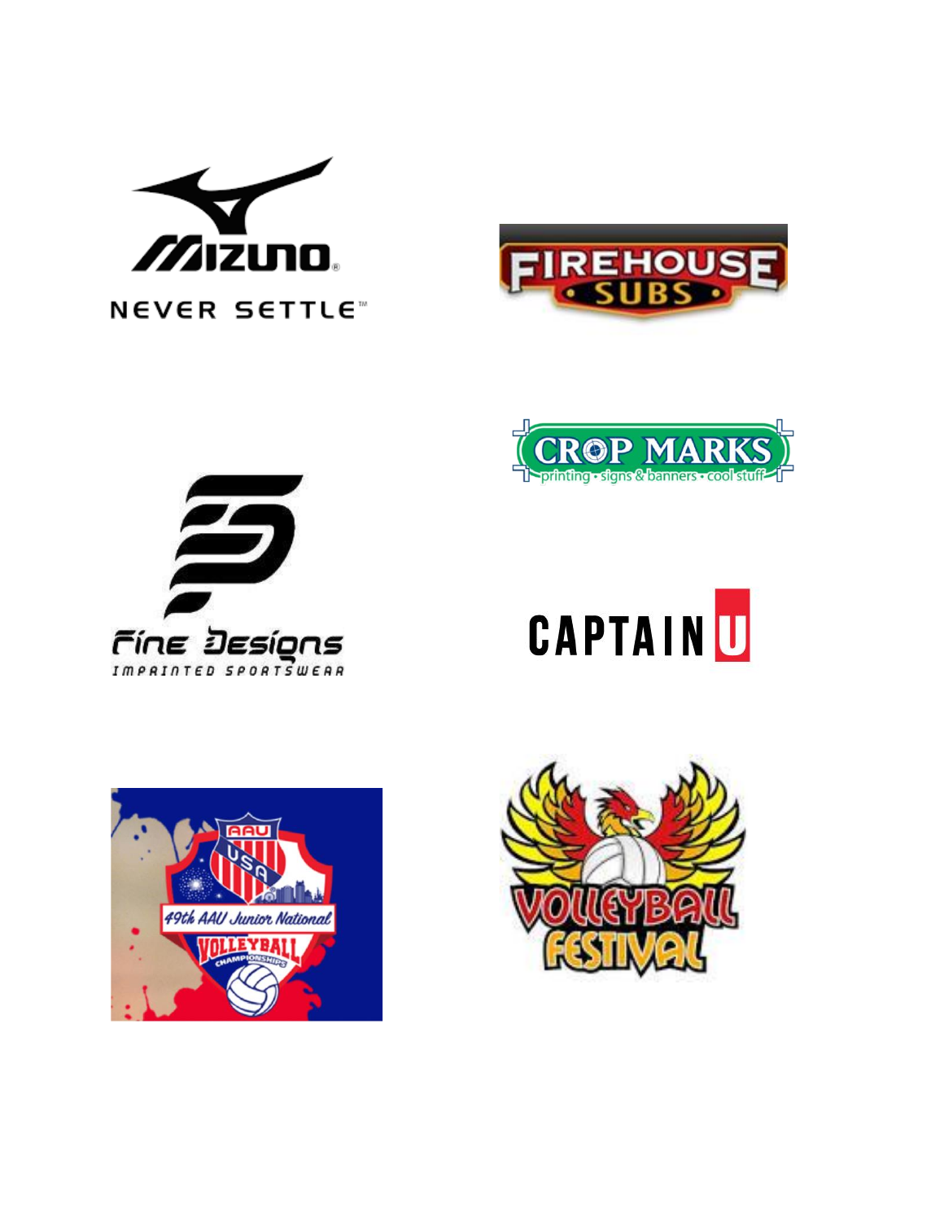Mizuno®

NEVER SETTLE™

FIREHOUSE SUBS

CROP MARKS
printing • signs & banners • cool stuff

Fine Designs
IMPRINTED SPORTSWEAR

CAPTAIN U

AAU USA
49th AAU Junior National
VOLLEYBALL
CHAMPIONSHIPS

VOLLEYBALL
FESTIVAL